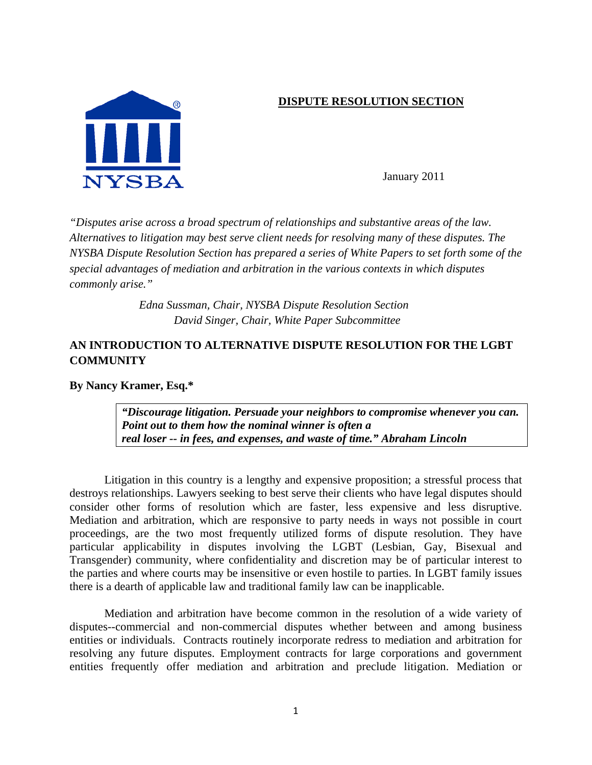**DISPUTE RESOLUTION SECTION**

NYSBA

January 2011

*"Disputes arise across a broad spectrum of relationships and substantive areas of the law. Alternatives to litigation may best serve client needs for resolving many of these disputes. The NYSBA Dispute Resolution Section has prepared a series of White Papers to set forth some of the special advantages of mediation and arbitration in the various contexts in which disputes commonly arise."*

*Edna Sussman, Chair, NYSBA Dispute Resolution Section*
*David Singer, Chair, White Paper Subcommittee*

## AN INTRODUCTION TO ALTERNATIVE DISPUTE RESOLUTION FOR THE LGBT COMMUNITY

**By Nancy Kramer, Esq.***

> ***"Discourage litigation. Persuade your neighbors to compromise whenever you can. Point out to them how the nominal winner is often a real loser -- in fees, and expenses, and waste of time." Abraham Lincoln***

Litigation in this country is a lengthy and expensive proposition; a stressful process that destroys relationships. Lawyers seeking to best serve their clients who have legal disputes should consider other forms of resolution which are faster, less expensive and less disruptive. Mediation and arbitration, which are responsive to party needs in ways not possible in court proceedings, are the two most frequently utilized forms of dispute resolution. They have particular applicability in disputes involving the LGBT (Lesbian, Gay, Bisexual and Transgender) community, where confidentiality and discretion may be of particular interest to the parties and where courts may be insensitive or even hostile to parties. In LGBT family issues there is a dearth of applicable law and traditional family law can be inapplicable.

Mediation and arbitration have become common in the resolution of a wide variety of disputes--commercial and non-commercial disputes whether between and among business entities or individuals. Contracts routinely incorporate redress to mediation and arbitration for resolving any future disputes. Employment contracts for large corporations and government entities frequently offer mediation and arbitration and preclude litigation. Mediation or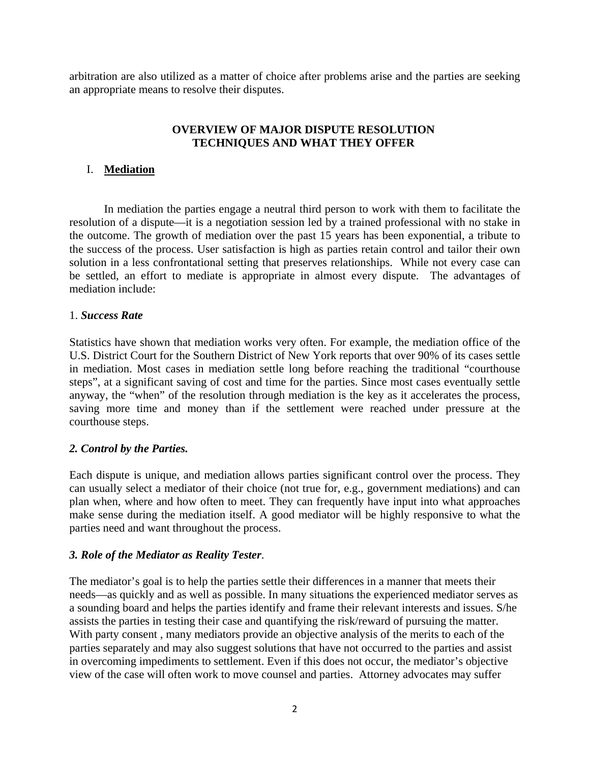arbitration are also utilized as a matter of choice after problems arise and the parties are seeking an appropriate means to resolve their disputes.

## OVERVIEW OF MAJOR DISPUTE RESOLUTION TECHNIQUES AND WHAT THEY OFFER

### I. Mediation

In mediation the parties engage a neutral third person to work with them to facilitate the resolution of a dispute—it is a negotiation session led by a trained professional with no stake in the outcome. The growth of mediation over the past 15 years has been exponential, a tribute to the success of the process. User satisfaction is high as parties retain control and tailor their own solution in a less confrontational setting that preserves relationships. While not every case can be settled, an effort to mediate is appropriate in almost every dispute. The advantages of mediation include:

1. ***Success Rate***

Statistics have shown that mediation works very often. For example, the mediation office of the U.S. District Court for the Southern District of New York reports that over 90% of its cases settle in mediation. Most cases in mediation settle long before reaching the traditional "courthouse steps", at a significant saving of cost and time for the parties. Since most cases eventually settle anyway, the "when" of the resolution through mediation is the key as it accelerates the process, saving more time and money than if the settlement were reached under pressure at the courthouse steps.

***2. Control by the Parties.***

Each dispute is unique, and mediation allows parties significant control over the process. They can usually select a mediator of their choice (not true for, e.g., government mediations) and can plan when, where and how often to meet. They can frequently have input into what approaches make sense during the mediation itself. A good mediator will be highly responsive to what the parties need and want throughout the process.

***3. Role of the Mediator as Reality Tester***.

The mediator's goal is to help the parties settle their differences in a manner that meets their needs—as quickly and as well as possible. In many situations the experienced mediator serves as a sounding board and helps the parties identify and frame their relevant interests and issues. S/he assists the parties in testing their case and quantifying the risk/reward of pursuing the matter. With party consent , many mediators provide an objective analysis of the merits to each of the parties separately and may also suggest solutions that have not occurred to the parties and assist in overcoming impediments to settlement. Even if this does not occur, the mediator's objective view of the case will often work to move counsel and parties. Attorney advocates may suffer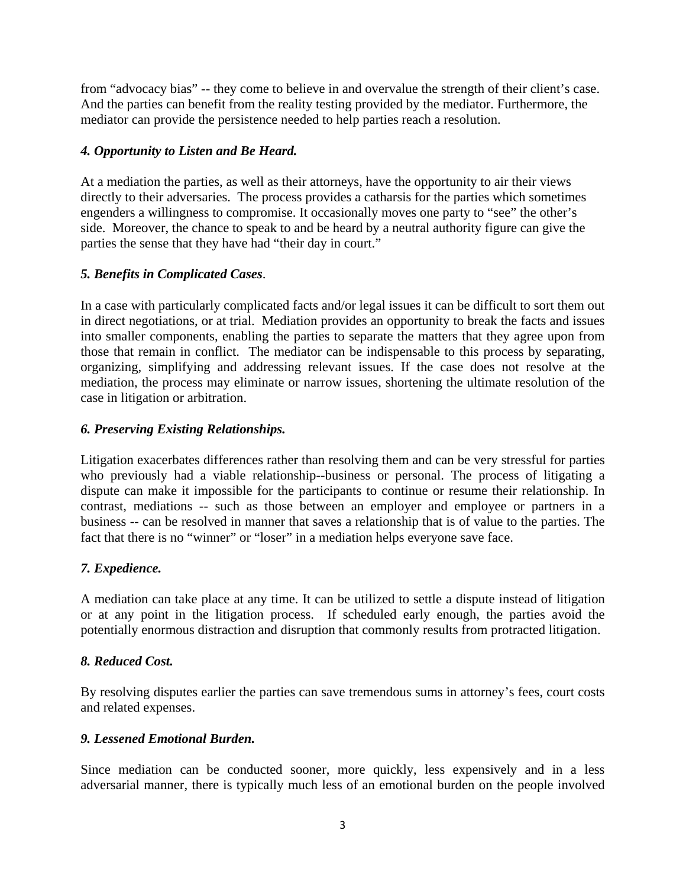from "advocacy bias" -- they come to believe in and overvalue the strength of their client's case. And the parties can benefit from the reality testing provided by the mediator. Furthermore, the mediator can provide the persistence needed to help parties reach a resolution.

***4. Opportunity to Listen and Be Heard.***

At a mediation the parties, as well as their attorneys, have the opportunity to air their views directly to their adversaries. The process provides a catharsis for the parties which sometimes engenders a willingness to compromise. It occasionally moves one party to "see" the other's side. Moreover, the chance to speak to and be heard by a neutral authority figure can give the parties the sense that they have had "their day in court."

***5. Benefits in Complicated Cases***.

In a case with particularly complicated facts and/or legal issues it can be difficult to sort them out in direct negotiations, or at trial. Mediation provides an opportunity to break the facts and issues into smaller components, enabling the parties to separate the matters that they agree upon from those that remain in conflict. The mediator can be indispensable to this process by separating, organizing, simplifying and addressing relevant issues. If the case does not resolve at the mediation, the process may eliminate or narrow issues, shortening the ultimate resolution of the case in litigation or arbitration.

***6. Preserving Existing Relationships.***

Litigation exacerbates differences rather than resolving them and can be very stressful for parties who previously had a viable relationship--business or personal. The process of litigating a dispute can make it impossible for the participants to continue or resume their relationship. In contrast, mediations -- such as those between an employer and employee or partners in a business -- can be resolved in manner that saves a relationship that is of value to the parties. The fact that there is no "winner" or "loser" in a mediation helps everyone save face.

***7. Expedience.***

A mediation can take place at any time. It can be utilized to settle a dispute instead of litigation or at any point in the litigation process. If scheduled early enough, the parties avoid the potentially enormous distraction and disruption that commonly results from protracted litigation.

***8. Reduced Cost.***

By resolving disputes earlier the parties can save tremendous sums in attorney's fees, court costs and related expenses.

***9. Lessened Emotional Burden.***

Since mediation can be conducted sooner, more quickly, less expensively and in a less adversarial manner, there is typically much less of an emotional burden on the people involved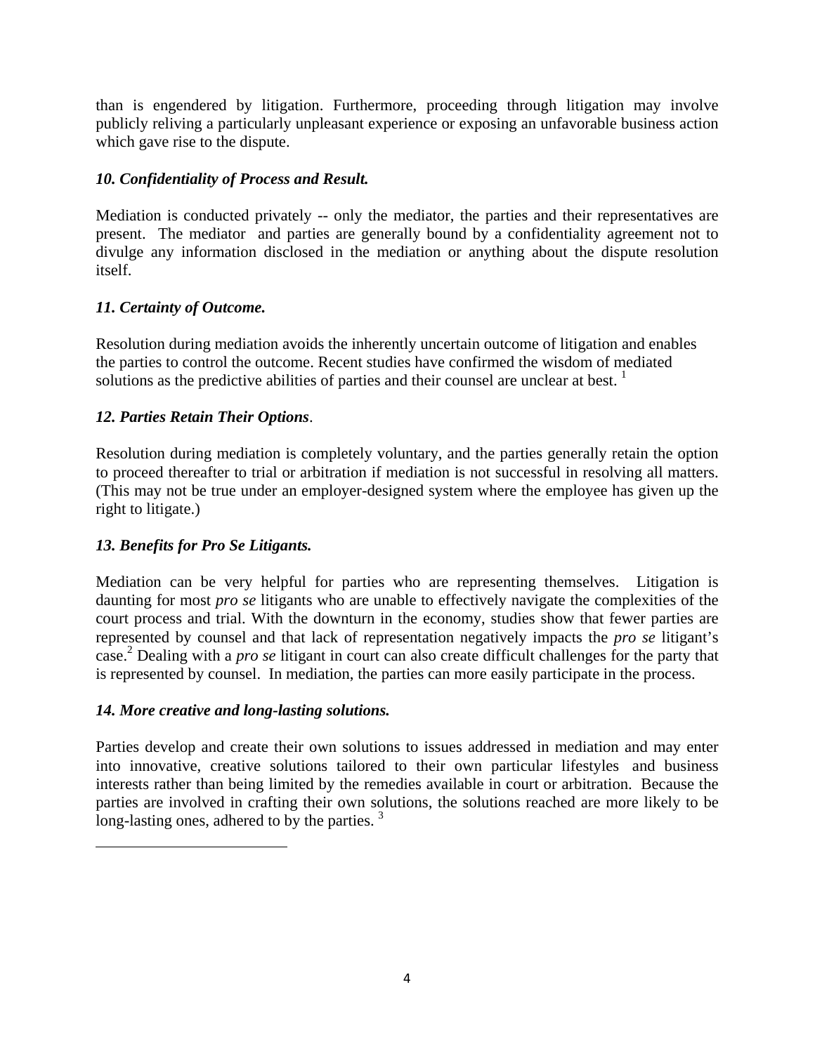than is engendered by litigation. Furthermore, proceeding through litigation may involve publicly reliving a particularly unpleasant experience or exposing an unfavorable business action which gave rise to the dispute.

***10. Confidentiality of Process and Result.***

Mediation is conducted privately -- only the mediator, the parties and their representatives are present. The mediator and parties are generally bound by a confidentiality agreement not to divulge any information disclosed in the mediation or anything about the dispute resolution itself.

***11. Certainty of Outcome.***

Resolution during mediation avoids the inherently uncertain outcome of litigation and enables the parties to control the outcome. Recent studies have confirmed the wisdom of mediated solutions as the predictive abilities of parties and their counsel are unclear at best. [1]

***12. Parties Retain Their Options*.**

Resolution during mediation is completely voluntary, and the parties generally retain the option to proceed thereafter to trial or arbitration if mediation is not successful in resolving all matters. (This may not be true under an employer-designed system where the employee has given up the right to litigate.)

***13. Benefits for Pro Se Litigants.***

Mediation can be very helpful for parties who are representing themselves. Litigation is daunting for most *pro se* litigants who are unable to effectively navigate the complexities of the court process and trial. With the downturn in the economy, studies show that fewer parties are represented by counsel and that lack of representation negatively impacts the *pro se* litigant's case.[2] Dealing with a *pro se* litigant in court can also create difficult challenges for the party that is represented by counsel. In mediation, the parties can more easily participate in the process.

***14. More creative and long-lasting solutions.***

Parties develop and create their own solutions to issues addressed in mediation and may enter into innovative, creative solutions tailored to their own particular lifestyles and business interests rather than being limited by the remedies available in court or arbitration. Because the parties are involved in crafting their own solutions, the solutions reached are more likely to be long-lasting ones, adhered to by the parties. [3]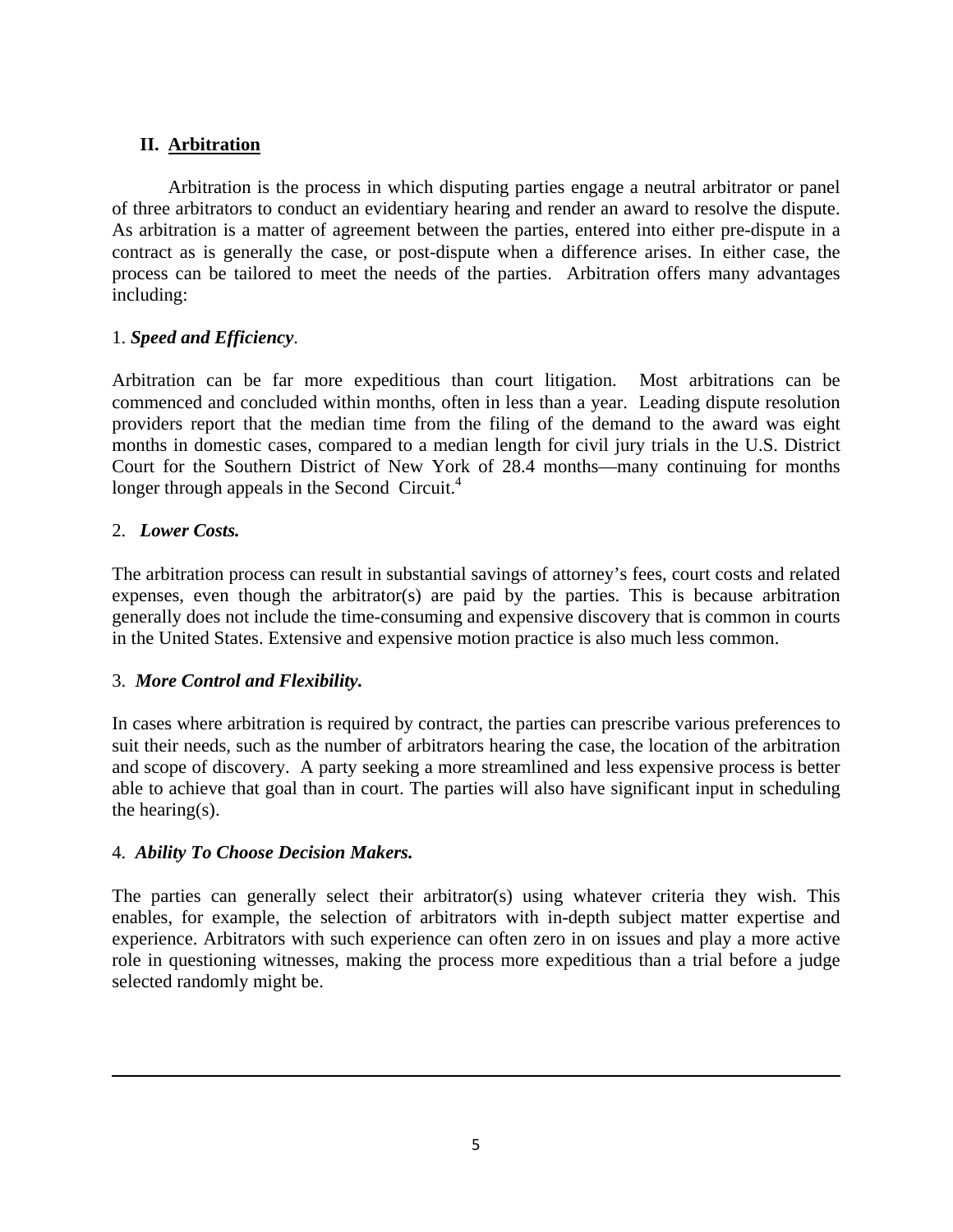## II. Arbitration

Arbitration is the process in which disputing parties engage a neutral arbitrator or panel of three arbitrators to conduct an evidentiary hearing and render an award to resolve the dispute. As arbitration is a matter of agreement between the parties, entered into either pre-dispute in a contract as is generally the case, or post-dispute when a difference arises. In either case, the process can be tailored to meet the needs of the parties. Arbitration offers many advantages including:

1. ***Speed and Efficiency***.

Arbitration can be far more expeditious than court litigation. Most arbitrations can be commenced and concluded within months, often in less than a year. Leading dispute resolution providers report that the median time from the filing of the demand to the award was eight months in domestic cases, compared to a median length for civil jury trials in the U.S. District Court for the Southern District of New York of 28.4 months—many continuing for months longer through appeals in the Second Circuit.[4]

2. ***Lower Costs.***

The arbitration process can result in substantial savings of attorney's fees, court costs and related expenses, even though the arbitrator(s) are paid by the parties. This is because arbitration generally does not include the time-consuming and expensive discovery that is common in courts in the United States. Extensive and expensive motion practice is also much less common.

3. ***More Control and Flexibility.***

In cases where arbitration is required by contract, the parties can prescribe various preferences to suit their needs, such as the number of arbitrators hearing the case, the location of the arbitration and scope of discovery. A party seeking a more streamlined and less expensive process is better able to achieve that goal than in court. The parties will also have significant input in scheduling the hearing(s).

4. ***Ability To Choose Decision Makers.***

The parties can generally select their arbitrator(s) using whatever criteria they wish. This enables, for example, the selection of arbitrators with in-depth subject matter expertise and experience. Arbitrators with such experience can often zero in on issues and play a more active role in questioning witnesses, making the process more expeditious than a trial before a judge selected randomly might be.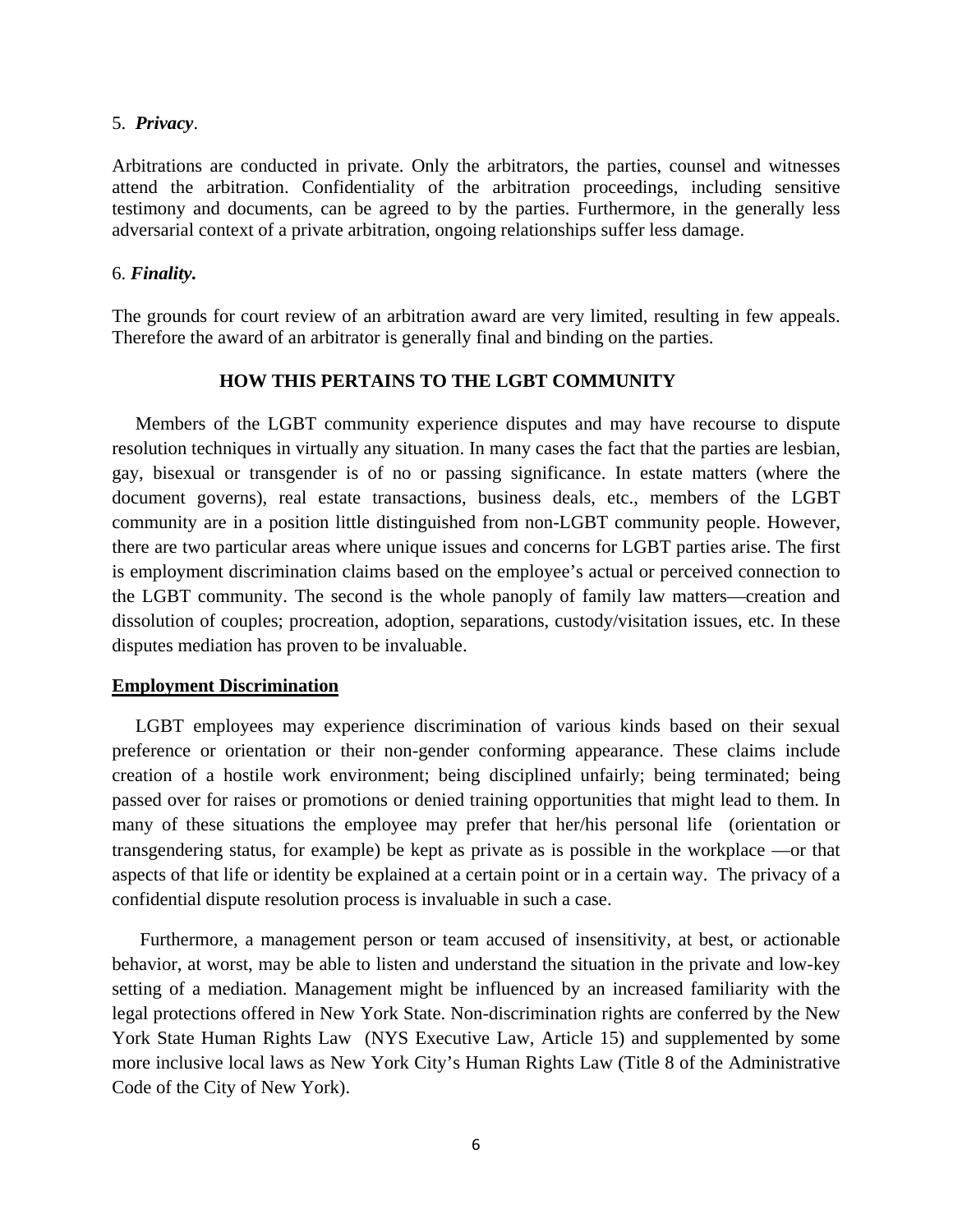5. ***Privacy***.

Arbitrations are conducted in private. Only the arbitrators, the parties, counsel and witnesses attend the arbitration. Confidentiality of the arbitration proceedings, including sensitive testimony and documents, can be agreed to by the parties. Furthermore, in the generally less adversarial context of a private arbitration, ongoing relationships suffer less damage.

6. ***Finality.***

The grounds for court review of an arbitration award are very limited, resulting in few appeals. Therefore the award of an arbitrator is generally final and binding on the parties.

## HOW THIS PERTAINS TO THE LGBT COMMUNITY

Members of the LGBT community experience disputes and may have recourse to dispute resolution techniques in virtually any situation. In many cases the fact that the parties are lesbian, gay, bisexual or transgender is of no or passing significance. In estate matters (where the document governs), real estate transactions, business deals, etc., members of the LGBT community are in a position little distinguished from non-LGBT community people. However, there are two particular areas where unique issues and concerns for LGBT parties arise. The first is employment discrimination claims based on the employee's actual or perceived connection to the LGBT community. The second is the whole panoply of family law matters—creation and dissolution of couples; procreation, adoption, separations, custody/visitation issues, etc. In these disputes mediation has proven to be invaluable.

### Employment Discrimination

LGBT employees may experience discrimination of various kinds based on their sexual preference or orientation or their non-gender conforming appearance. These claims include creation of a hostile work environment; being disciplined unfairly; being terminated; being passed over for raises or promotions or denied training opportunities that might lead to them. In many of these situations the employee may prefer that her/his personal life (orientation or transgendering status, for example) be kept as private as is possible in the workplace —or that aspects of that life or identity be explained at a certain point or in a certain way. The privacy of a confidential dispute resolution process is invaluable in such a case.

Furthermore, a management person or team accused of insensitivity, at best, or actionable behavior, at worst, may be able to listen and understand the situation in the private and low-key setting of a mediation. Management might be influenced by an increased familiarity with the legal protections offered in New York State. Non-discrimination rights are conferred by the New York State Human Rights Law (NYS Executive Law, Article 15) and supplemented by some more inclusive local laws as New York City's Human Rights Law (Title 8 of the Administrative Code of the City of New York).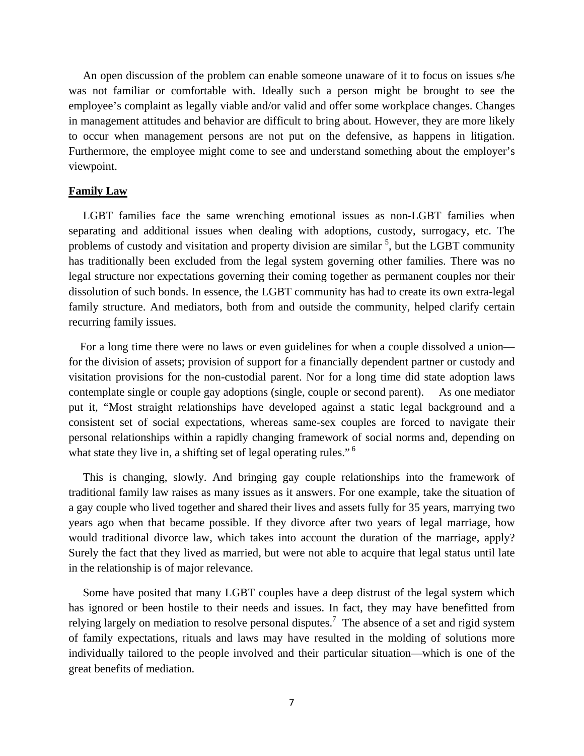An open discussion of the problem can enable someone unaware of it to focus on issues s/he was not familiar or comfortable with. Ideally such a person might be brought to see the employee's complaint as legally viable and/or valid and offer some workplace changes. Changes in management attitudes and behavior are difficult to bring about. However, they are more likely to occur when management persons are not put on the defensive, as happens in litigation. Furthermore, the employee might come to see and understand something about the employer's viewpoint.

**Family Law**

LGBT families face the same wrenching emotional issues as non-LGBT families when separating and additional issues when dealing with adoptions, custody, surrogacy, etc. The problems of custody and visitation and property division are similar [5], but the LGBT community has traditionally been excluded from the legal system governing other families. There was no legal structure nor expectations governing their coming together as permanent couples nor their dissolution of such bonds. In essence, the LGBT community has had to create its own extra-legal family structure. And mediators, both from and outside the community, helped clarify certain recurring family issues.

For a long time there were no laws or even guidelines for when a couple dissolved a union—for the division of assets; provision of support for a financially dependent partner or custody and visitation provisions for the non-custodial parent. Nor for a long time did state adoption laws contemplate single or couple gay adoptions (single, couple or second parent). As one mediator put it, "Most straight relationships have developed against a static legal background and a consistent set of social expectations, whereas same-sex couples are forced to navigate their personal relationships within a rapidly changing framework of social norms and, depending on what state they live in, a shifting set of legal operating rules." [6]

This is changing, slowly. And bringing gay couple relationships into the framework of traditional family law raises as many issues as it answers. For one example, take the situation of a gay couple who lived together and shared their lives and assets fully for 35 years, marrying two years ago when that became possible. If they divorce after two years of legal marriage, how would traditional divorce law, which takes into account the duration of the marriage, apply? Surely the fact that they lived as married, but were not able to acquire that legal status until late in the relationship is of major relevance.

Some have posited that many LGBT couples have a deep distrust of the legal system which has ignored or been hostile to their needs and issues. In fact, they may have benefitted from relying largely on mediation to resolve personal disputes.[7] The absence of a set and rigid system of family expectations, rituals and laws may have resulted in the molding of solutions more individually tailored to the people involved and their particular situation—which is one of the great benefits of mediation.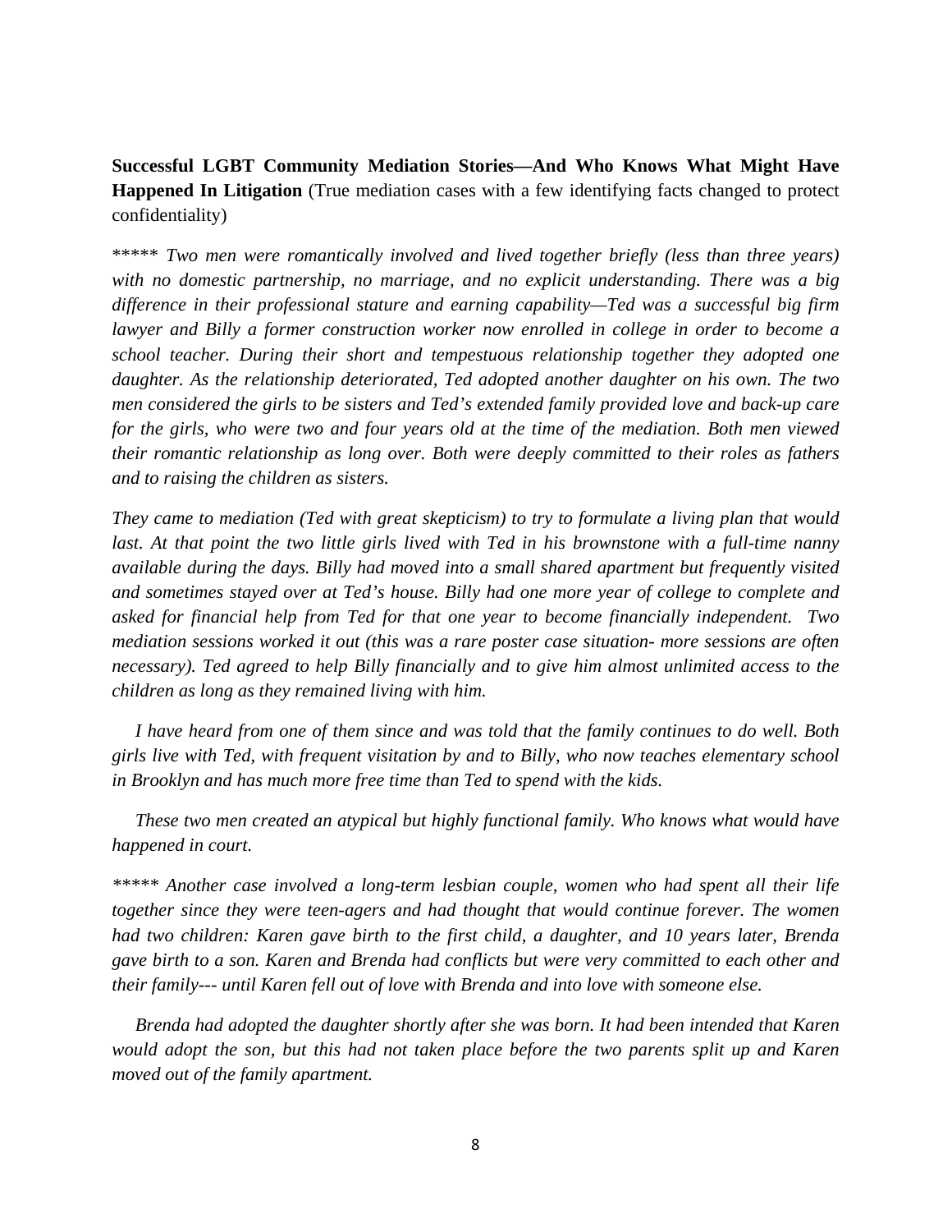**Successful LGBT Community Mediation Stories—And Who Knows What Might Have Happened In Litigation** (True mediation cases with a few identifying facts changed to protect confidentiality)

\*\*\*\*\* *Two men were romantically involved and lived together briefly (less than three years) with no domestic partnership, no marriage, and no explicit understanding. There was a big difference in their professional stature and earning capability—Ted was a successful big firm lawyer and Billy a former construction worker now enrolled in college in order to become a school teacher. During their short and tempestuous relationship together they adopted one daughter. As the relationship deteriorated, Ted adopted another daughter on his own. The two men considered the girls to be sisters and Ted's extended family provided love and back-up care for the girls, who were two and four years old at the time of the mediation. Both men viewed their romantic relationship as long over. Both were deeply committed to their roles as fathers and to raising the children as sisters.*

*They came to mediation (Ted with great skepticism) to try to formulate a living plan that would last. At that point the two little girls lived with Ted in his brownstone with a full-time nanny available during the days. Billy had moved into a small shared apartment but frequently visited and sometimes stayed over at Ted's house. Billy had one more year of college to complete and asked for financial help from Ted for that one year to become financially independent. Two mediation sessions worked it out (this was a rare poster case situation- more sessions are often necessary). Ted agreed to help Billy financially and to give him almost unlimited access to the children as long as they remained living with him.*

*I have heard from one of them since and was told that the family continues to do well. Both girls live with Ted, with frequent visitation by and to Billy, who now teaches elementary school in Brooklyn and has much more free time than Ted to spend with the kids.*

*These two men created an atypical but highly functional family. Who knows what would have happened in court.*

*\*\*\*\*\* Another case involved a long-term lesbian couple, women who had spent all their life together since they were teen-agers and had thought that would continue forever. The women had two children: Karen gave birth to the first child, a daughter, and 10 years later, Brenda gave birth to a son. Karen and Brenda had conflicts but were very committed to each other and their family--- until Karen fell out of love with Brenda and into love with someone else.*

*Brenda had adopted the daughter shortly after she was born. It had been intended that Karen would adopt the son, but this had not taken place before the two parents split up and Karen moved out of the family apartment.*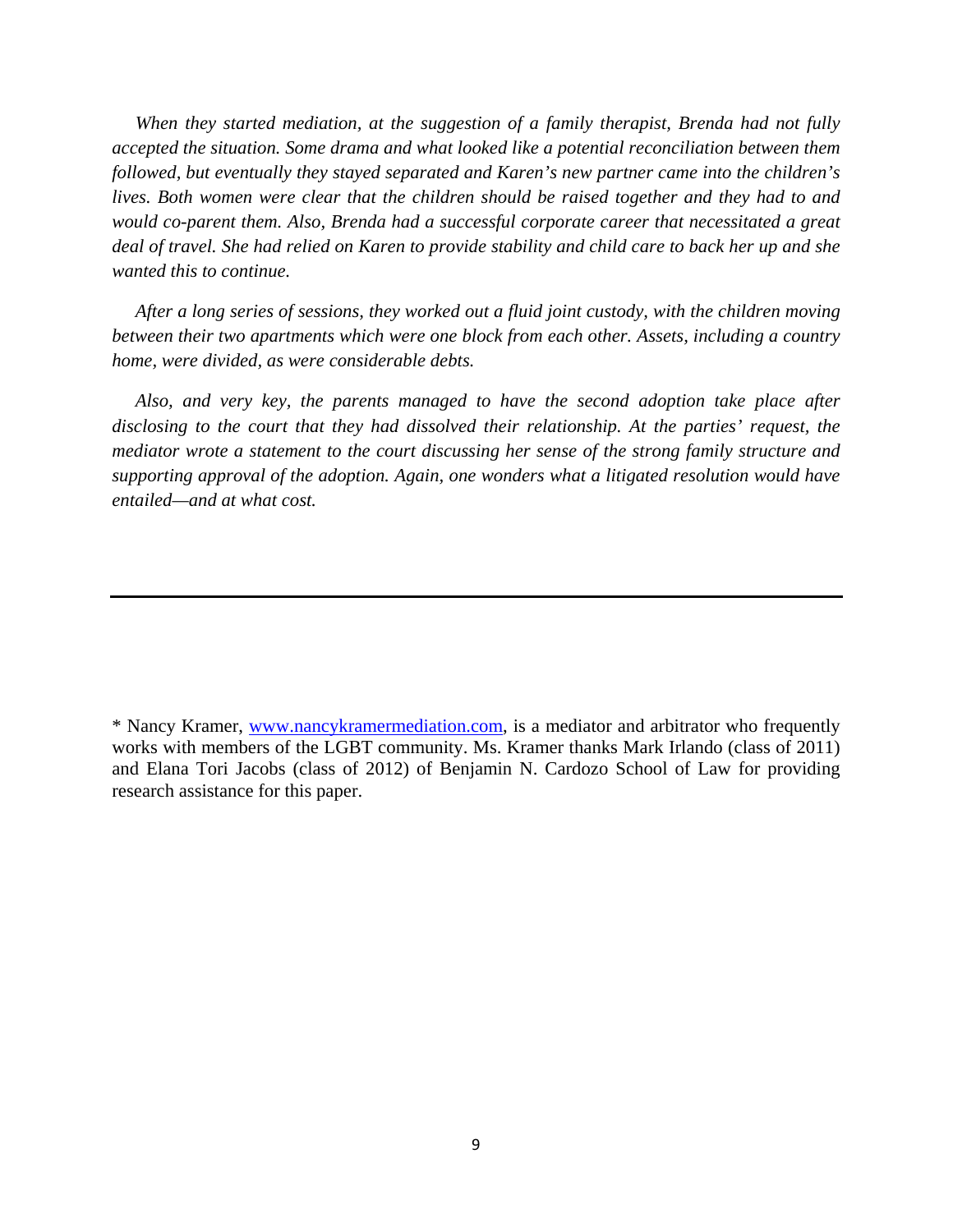*When they started mediation, at the suggestion of a family therapist, Brenda had not fully accepted the situation. Some drama and what looked like a potential reconciliation between them followed, but eventually they stayed separated and Karen's new partner came into the children's lives. Both women were clear that the children should be raised together and they had to and would co-parent them. Also, Brenda had a successful corporate career that necessitated a great deal of travel. She had relied on Karen to provide stability and child care to back her up and she wanted this to continue.*

*After a long series of sessions, they worked out a fluid joint custody, with the children moving between their two apartments which were one block from each other. Assets, including a country home, were divided, as were considerable debts.*

*Also, and very key, the parents managed to have the second adoption take place after disclosing to the court that they had dissolved their relationship. At the parties' request, the mediator wrote a statement to the court discussing her sense of the strong family structure and supporting approval of the adoption. Again, one wonders what a litigated resolution would have entailed—and at what cost.*

---

* Nancy Kramer, www.nancykramermediation.com, is a mediator and arbitrator who frequently works with members of the LGBT community. Ms. Kramer thanks Mark Irlando (class of 2011) and Elana Tori Jacobs (class of 2012) of Benjamin N. Cardozo School of Law for providing research assistance for this paper.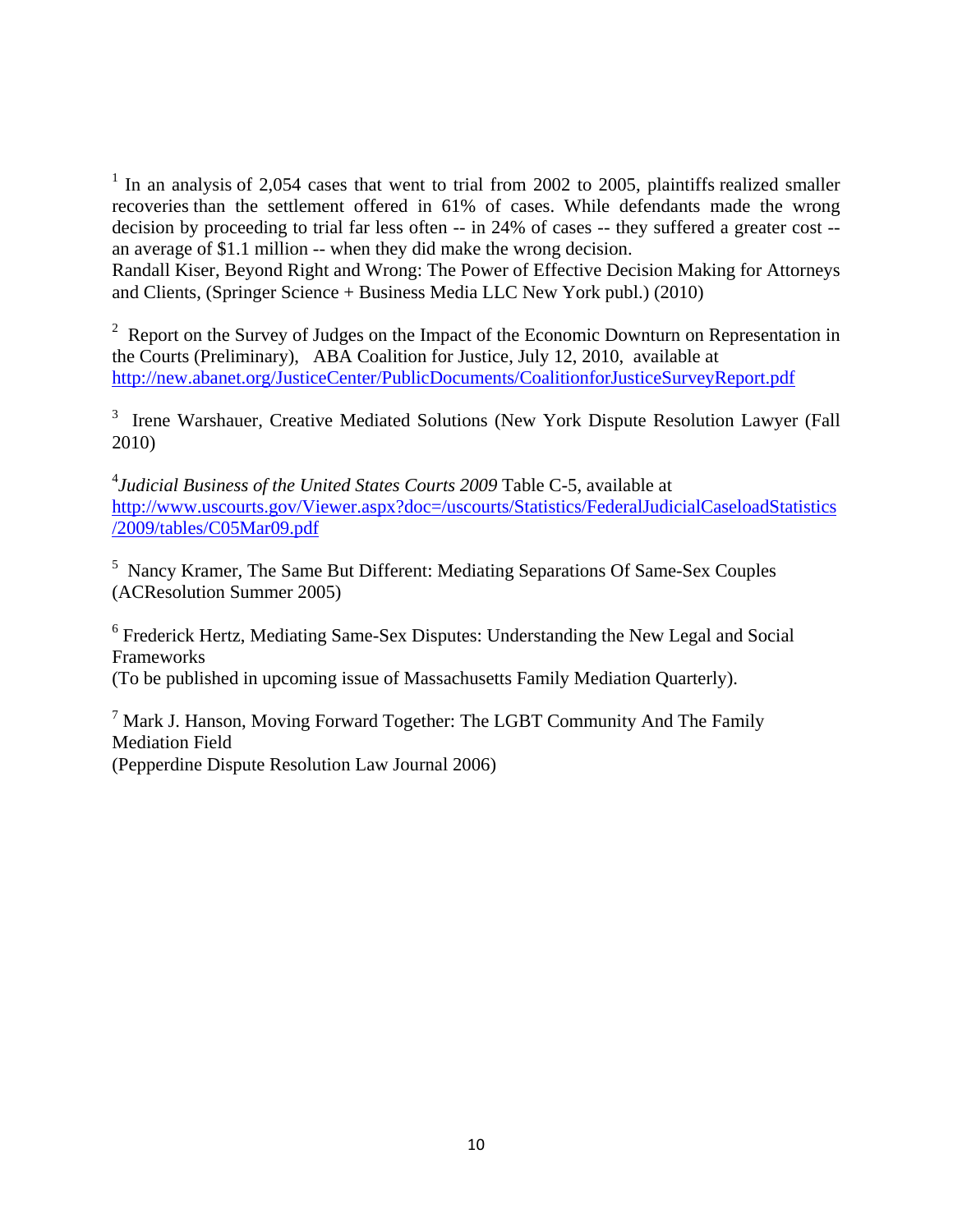[1] In an analysis of 2,054 cases that went to trial from 2002 to 2005, plaintiffs realized smaller recoveries than the settlement offered in 61% of cases. While defendants made the wrong decision by proceeding to trial far less often -- in 24% of cases -- they suffered a greater cost -- an average of $1.1 million -- when they did make the wrong decision.
Randall Kiser, Beyond Right and Wrong: The Power of Effective Decision Making for Attorneys and Clients, (Springer Science + Business Media LLC New York publ.) (2010)

[2] Report on the Survey of Judges on the Impact of the Economic Downturn on Representation in the Courts (Preliminary), ABA Coalition for Justice, July 12, 2010, available at http://new.abanet.org/JusticeCenter/PublicDocuments/CoalitionforJusticeSurveyReport.pdf

[3] Irene Warshauer, Creative Mediated Solutions (New York Dispute Resolution Lawyer (Fall 2010)

[4] *Judicial Business of the United States Courts 2009* Table C-5, available at http://www.uscourts.gov/Viewer.aspx?doc=/uscourts/Statistics/FederalJudicialCaseloadStatistics/2009/tables/C05Mar09.pdf

[5] Nancy Kramer, The Same But Different: Mediating Separations Of Same-Sex Couples (ACResolution Summer 2005)

[6] Frederick Hertz, Mediating Same-Sex Disputes: Understanding the New Legal and Social Frameworks
(To be published in upcoming issue of Massachusetts Family Mediation Quarterly).

[7] Mark J. Hanson, Moving Forward Together: The LGBT Community And The Family Mediation Field
(Pepperdine Dispute Resolution Law Journal 2006)